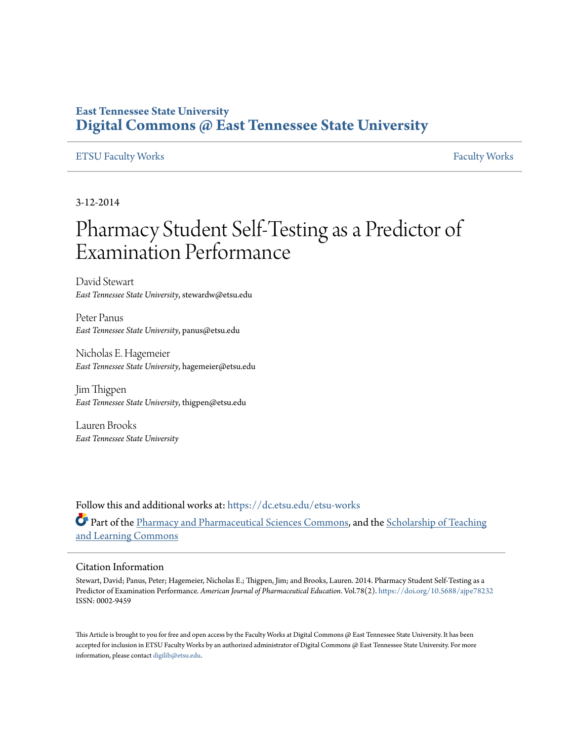East Tennessee State University
**Digital Commons @ East Tennessee State University**

ETSU Faculty Works | Faculty Works

3-12-2014

# Pharmacy Student Self-Testing as a Predictor of Examination Performance

David Stewart
*East Tennessee State University*, stewardw@etsu.edu

Peter Panus
*East Tennessee State University*, panus@etsu.edu

Nicholas E. Hagemeier
*East Tennessee State University*, hagemeier@etsu.edu

Jim Thigpen
*East Tennessee State University*, thigpen@etsu.edu

Lauren Brooks
*East Tennessee State University*

Follow this and additional works at: https://dc.etsu.edu/etsu-works

Part of the Pharmacy and Pharmaceutical Sciences Commons, and the Scholarship of Teaching and Learning Commons

## Citation Information

Stewart, David; Panus, Peter; Hagemeier, Nicholas E.; Thigpen, Jim; and Brooks, Lauren. 2014. Pharmacy Student Self-Testing as a Predictor of Examination Performance. *American Journal of Pharmaceutical Education*. Vol.78(2). https://doi.org/10.5688/ajpe78232 ISSN: 0002-9459

This Article is brought to you for free and open access by the Faculty Works at Digital Commons @ East Tennessee State University. It has been accepted for inclusion in ETSU Faculty Works by an authorized administrator of Digital Commons @ East Tennessee State University. For more information, please contact digilib@etsu.edu.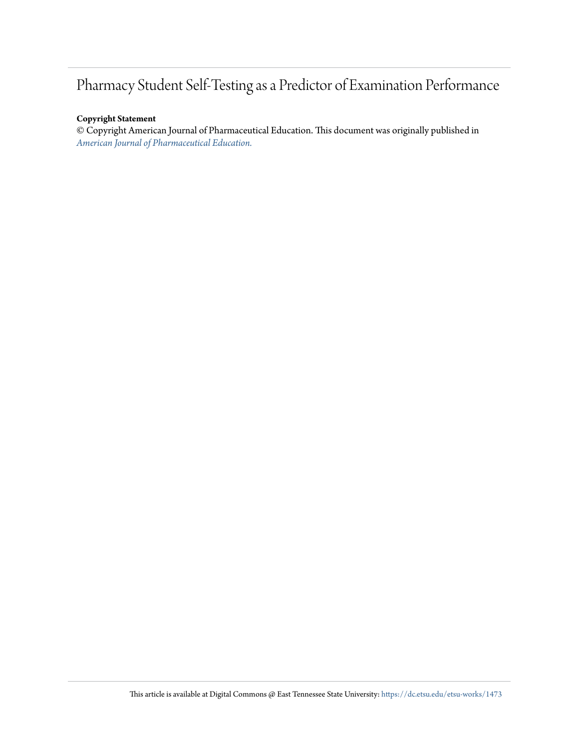# Pharmacy Student Self-Testing as a Predictor of Examination Performance

**Copyright Statement**

© Copyright American Journal of Pharmaceutical Education. This document was originally published in *American Journal of Pharmaceutical Education.*

This article is available at Digital Commons @ East Tennessee State University: https://dc.etsu.edu/etsu-works/1473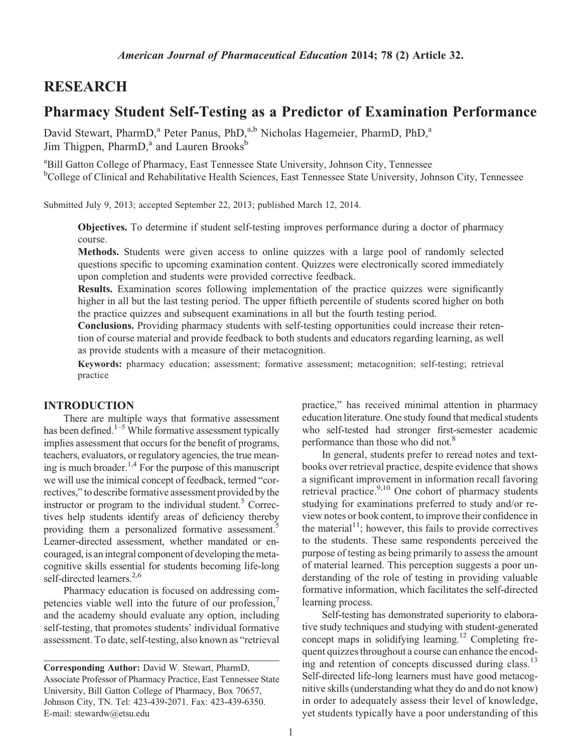# RESEARCH

# Pharmacy Student Self-Testing as a Predictor of Examination Performance

David Stewart, PharmD,[a] Peter Panus, PhD,[a,b] Nicholas Hagemeier, PharmD, PhD,[a] Jim Thigpen, PharmD,[a] and Lauren Brooks[b]

[a]Bill Gatton College of Pharmacy, East Tennessee State University, Johnson City, Tennessee
[b]College of Clinical and Rehabilitative Health Sciences, East Tennessee State University, Johnson City, Tennessee

Submitted July 9, 2013; accepted September 22, 2013; published March 12, 2014.

**Objectives.** To determine if student self-testing improves performance during a doctor of pharmacy course.

**Methods.** Students were given access to online quizzes with a large pool of randomly selected questions specific to upcoming examination content. Quizzes were electronically scored immediately upon completion and students were provided corrective feedback.

**Results.** Examination scores following implementation of the practice quizzes were significantly higher in all but the last testing period. The upper fiftieth percentile of students scored higher on both the practice quizzes and subsequent examinations in all but the fourth testing period.

**Conclusions.** Providing pharmacy students with self-testing opportunities could increase their retention of course material and provide feedback to both students and educators regarding learning, as well as provide students with a measure of their metacognition.

**Keywords:** pharmacy education; assessment; formative assessment; metacognition; self-testing; retrieval practice

## INTRODUCTION

There are multiple ways that formative assessment has been defined.[1–5] While formative assessment typically implies assessment that occurs for the benefit of programs, teachers, evaluators, or regulatory agencies, the true meaning is much broader.[1,4] For the purpose of this manuscript we will use the inimical concept of feedback, termed "correctives," to describe formative assessment provided by the instructor or program to the individual student.[5] Correctives help students identify areas of deficiency thereby providing them a personalized formative assessment.[5] Learner-directed assessment, whether mandated or encouraged, is an integral component of developing the metacognitive skills essential for students becoming life-long self-directed learners.[2,6]

Pharmacy education is focused on addressing competencies viable well into the future of our profession,[7] and the academy should evaluate any option, including self-testing, that promotes students' individual formative assessment. To date, self-testing, also known as "retrieval practice," has received minimal attention in pharmacy education literature. One study found that medical students who self-tested had stronger first-semester academic performance than those who did not.[8]

In general, students prefer to reread notes and textbooks over retrieval practice, despite evidence that shows a significant improvement in information recall favoring retrieval practice.[9,10] One cohort of pharmacy students studying for examinations preferred to study and/or review notes or book content, to improve their confidence in the material[11]; however, this fails to provide correctives to the students. These same respondents perceived the purpose of testing as being primarily to assess the amount of material learned. This perception suggests a poor understanding of the role of testing in providing valuable formative information, which facilitates the self-directed learning process.

Self-testing has demonstrated superiority to elaborative study techniques and studying with student-generated concept maps in solidifying learning.[12] Completing frequent quizzes throughout a course can enhance the encoding and retention of concepts discussed during class.[13] Self-directed life-long learners must have good metacognitive skills (understanding what they do and do not know) in order to adequately assess their level of knowledge, yet students typically have a poor understanding of this

---

**Corresponding Author:** David W. Stewart, PharmD, Associate Professor of Pharmacy Practice, East Tennessee State University, Bill Gatton College of Pharmacy, Box 70657, Johnson City, TN. Tel: 423-439-2071. Fax: 423-439-6350. E-mail: stewardw@etsu.edu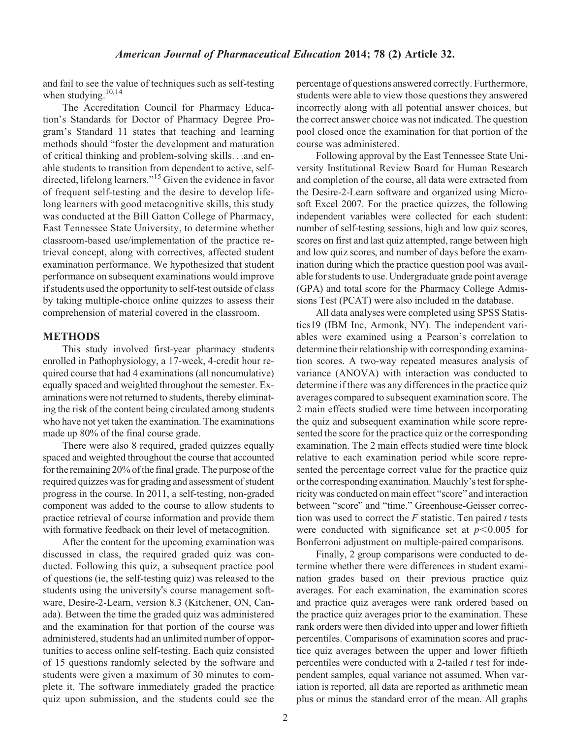and fail to see the value of techniques such as self-testing when studying.[10,14]

The Accreditation Council for Pharmacy Education's Standards for Doctor of Pharmacy Degree Program's Standard 11 states that teaching and learning methods should "foster the development and maturation of critical thinking and problem-solving skills. . .and enable students to transition from dependent to active, self-directed, lifelong learners."[15] Given the evidence in favor of frequent self-testing and the desire to develop lifelong learners with good metacognitive skills, this study was conducted at the Bill Gatton College of Pharmacy, East Tennessee State University, to determine whether classroom-based use/implementation of the practice retrieval concept, along with correctives, affected student examination performance. We hypothesized that student performance on subsequent examinations would improve if students used the opportunity to self-test outside of class by taking multiple-choice online quizzes to assess their comprehension of material covered in the classroom.

## METHODS

This study involved first-year pharmacy students enrolled in Pathophysiology, a 17-week, 4-credit hour required course that had 4 examinations (all noncumulative) equally spaced and weighted throughout the semester. Examinations were not returned to students, thereby eliminating the risk of the content being circulated among students who have not yet taken the examination. The examinations made up 80% of the final course grade.

There were also 8 required, graded quizzes equally spaced and weighted throughout the course that accounted for the remaining 20% of the final grade. The purpose of the required quizzes was for grading and assessment of student progress in the course. In 2011, a self-testing, non-graded component was added to the course to allow students to practice retrieval of course information and provide them with formative feedback on their level of metacognition.

After the content for the upcoming examination was discussed in class, the required graded quiz was conducted. Following this quiz, a subsequent practice pool of questions (ie, the self-testing quiz) was released to the students using the university's course management software, Desire-2-Learn, version 8.3 (Kitchener, ON, Canada). Between the time the graded quiz was administered and the examination for that portion of the course was administered, students had an unlimited number of opportunities to access online self-testing. Each quiz consisted of 15 questions randomly selected by the software and students were given a maximum of 30 minutes to complete it. The software immediately graded the practice quiz upon submission, and the students could see the percentage of questions answered correctly. Furthermore, students were able to view those questions they answered incorrectly along with all potential answer choices, but the correct answer choice was not indicated. The question pool closed once the examination for that portion of the course was administered.

Following approval by the East Tennessee State University Institutional Review Board for Human Research and completion of the course, all data were extracted from the Desire-2-Learn software and organized using Microsoft Excel 2007. For the practice quizzes, the following independent variables were collected for each student: number of self-testing sessions, high and low quiz scores, scores on first and last quiz attempted, range between high and low quiz scores, and number of days before the examination during which the practice question pool was available for students to use. Undergraduate grade point average (GPA) and total score for the Pharmacy College Admissions Test (PCAT) were also included in the database.

All data analyses were completed using SPSS Statistics19 (IBM Inc, Armonk, NY). The independent variables were examined using a Pearson's correlation to determine their relationship with corresponding examination scores. A two-way repeated measures analysis of variance (ANOVA) with interaction was conducted to determine if there was any differences in the practice quiz averages compared to subsequent examination score. The 2 main effects studied were time between incorporating the quiz and subsequent examination while score represented the score for the practice quiz or the corresponding examination. The 2 main effects studied were time block relative to each examination period while score represented the percentage correct value for the practice quiz or the corresponding examination. Mauchly's test for sphericity was conducted on main effect "score" and interaction between "score" and "time." Greenhouse-Geisser correction was used to correct the $F$ statistic. Ten paired $t$ tests were conducted with significance set at $p<0.005$ for Bonferroni adjustment on multiple-paired comparisons.

Finally, 2 group comparisons were conducted to determine whether there were differences in student examination grades based on their previous practice quiz averages. For each examination, the examination scores and practice quiz averages were rank ordered based on the practice quiz averages prior to the examination. These rank orders were then divided into upper and lower fiftieth percentiles. Comparisons of examination scores and practice quiz averages between the upper and lower fiftieth percentiles were conducted with a 2-tailed $t$ test for independent samples, equal variance not assumed. When variation is reported, all data are reported as arithmetic mean plus or minus the standard error of the mean. All graphs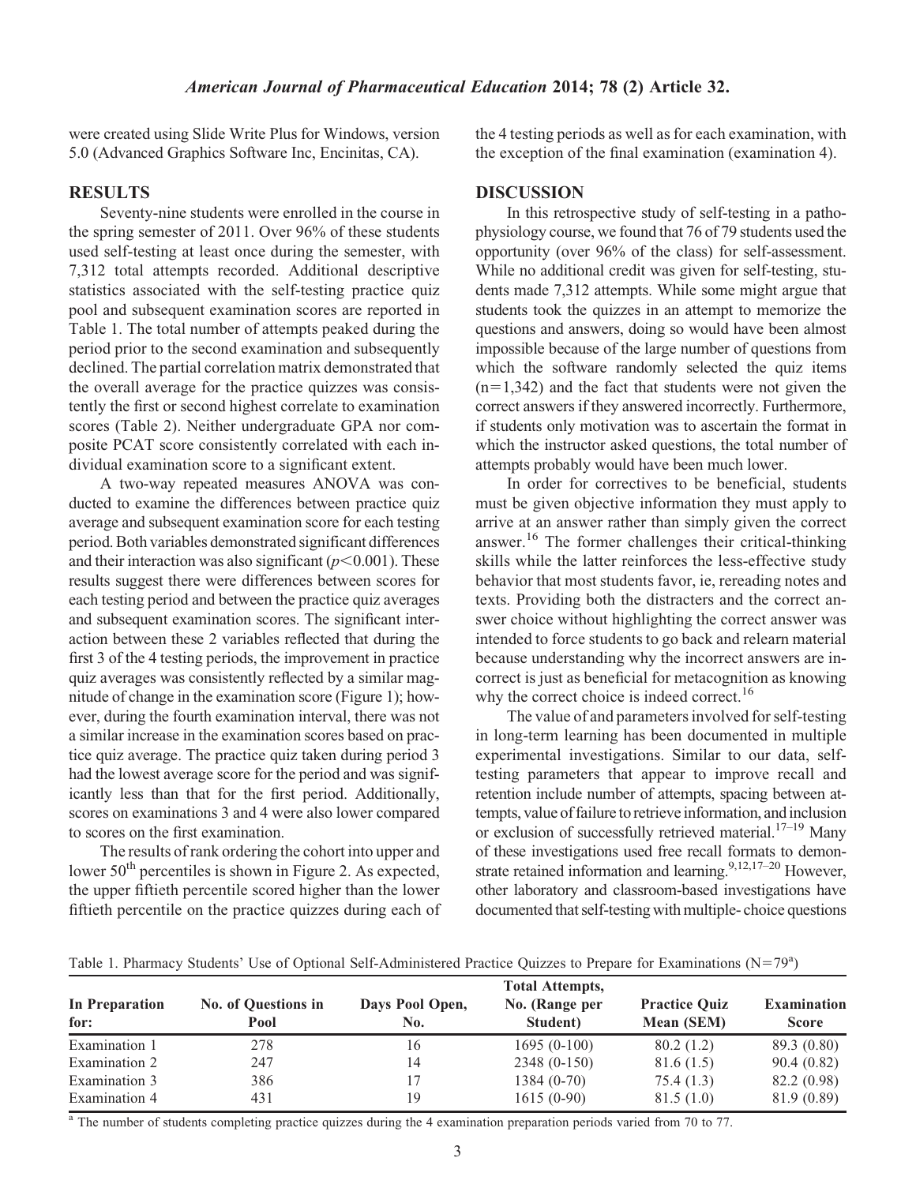were created using Slide Write Plus for Windows, version 5.0 (Advanced Graphics Software Inc, Encinitas, CA).

## RESULTS

Seventy-nine students were enrolled in the course in the spring semester of 2011. Over 96% of these students used self-testing at least once during the semester, with 7,312 total attempts recorded. Additional descriptive statistics associated with the self-testing practice quiz pool and subsequent examination scores are reported in Table 1. The total number of attempts peaked during the period prior to the second examination and subsequently declined. The partial correlation matrix demonstrated that the overall average for the practice quizzes was consistently the first or second highest correlate to examination scores (Table 2). Neither undergraduate GPA nor composite PCAT score consistently correlated with each individual examination score to a significant extent.

A two-way repeated measures ANOVA was conducted to examine the differences between practice quiz average and subsequent examination score for each testing period. Both variables demonstrated significant differences and their interaction was also significant ($p<0.001$). These results suggest there were differences between scores for each testing period and between the practice quiz averages and subsequent examination scores. The significant interaction between these 2 variables reflected that during the first 3 of the 4 testing periods, the improvement in practice quiz averages was consistently reflected by a similar magnitude of change in the examination score (Figure 1); however, during the fourth examination interval, there was not a similar increase in the examination scores based on practice quiz average. The practice quiz taken during period 3 had the lowest average score for the period and was significantly less than that for the first period. Additionally, scores on examinations 3 and 4 were also lower compared to scores on the first examination.

The results of rank ordering the cohort into upper and lower 50th percentiles is shown in Figure 2. As expected, the upper fiftieth percentile scored higher than the lower fiftieth percentile on the practice quizzes during each of the 4 testing periods as well as for each examination, with the exception of the final examination (examination 4).

## DISCUSSION

In this retrospective study of self-testing in a pathophysiology course, we found that 76 of 79 students used the opportunity (over 96% of the class) for self-assessment. While no additional credit was given for self-testing, students made 7,312 attempts. While some might argue that students took the quizzes in an attempt to memorize the questions and answers, doing so would have been almost impossible because of the large number of questions from which the software randomly selected the quiz items ($n=1,342$) and the fact that students were not given the correct answers if they answered incorrectly. Furthermore, if students only motivation was to ascertain the format in which the instructor asked questions, the total number of attempts probably would have been much lower.

In order for correctives to be beneficial, students must be given objective information they must apply to arrive at an answer rather than simply given the correct answer.[16] The former challenges their critical-thinking skills while the latter reinforces the less-effective study behavior that most students favor, ie, rereading notes and texts. Providing both the distracters and the correct answer choice without highlighting the correct answer was intended to force students to go back and relearn material because understanding why the incorrect answers are incorrect is just as beneficial for metacognition as knowing why the correct choice is indeed correct.[16]

The value of and parameters involved for self-testing in long-term learning has been documented in multiple experimental investigations. Similar to our data, self-testing parameters that appear to improve recall and retention include number of attempts, spacing between attempts, value of failure to retrieve information, and inclusion or exclusion of successfully retrieved material.[17–19] Many of these investigations used free recall formats to demonstrate retained information and learning.[9,12,17–20] However, other laboratory and classroom-based investigations have documented that self-testing with multiple- choice questions

Table 1. Pharmacy Students' Use of Optional Self-Administered Practice Quizzes to Prepare for Examinations (N=79[a])

| In Preparation for: | No. of Questions in Pool | Days Pool Open, No. | Total Attempts, No. (Range per Student) | Practice Quiz Mean (SEM) | Examination Score |
|---|---|---|---|---|---|
| Examination 1 | 278 | 16 | 1695 (0-100) | 80.2 (1.2) | 89.3 (0.80) |
| Examination 2 | 247 | 14 | 2348 (0-150) | 81.6 (1.5) | 90.4 (0.82) |
| Examination 3 | 386 | 17 | 1384 (0-70) | 75.4 (1.3) | 82.2 (0.98) |
| Examination 4 | 431 | 19 | 1615 (0-90) | 81.5 (1.0) | 81.9 (0.89) |

[a] The number of students completing practice quizzes during the 4 examination preparation periods varied from 70 to 77.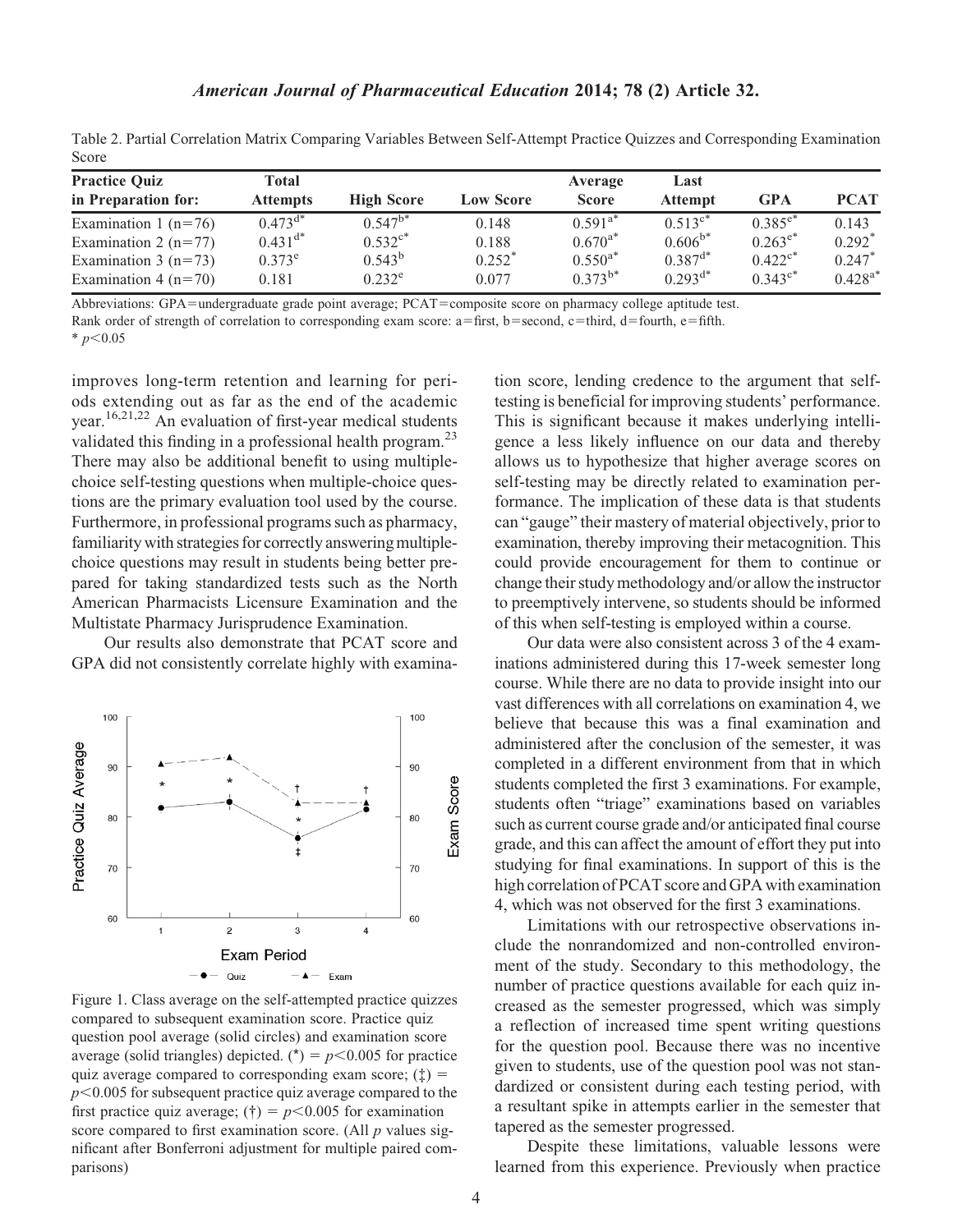Table 2. Partial Correlation Matrix Comparing Variables Between Self-Attempt Practice Quizzes and Corresponding Examination Score

| Practice Quiz in Preparation for: | Total Attempts | High Score | Low Score | Average Score | Last Attempt | GPA | PCAT |
|---|---|---|---|---|---|---|---|
| Examination 1 (n=76) | 0.473[d*] | 0.547[b*] | 0.148 | 0.591[a*] | 0.513[c*] | 0.385[e*] | 0.143 |
| Examination 2 (n=77) | 0.431[d*] | 0.532[c*] | 0.188 | 0.670[a*] | 0.606[b*] | 0.263[e*] | 0.292* |
| Examination 3 (n=73) | 0.373[e] | 0.543[b] | 0.252* | 0.550[a*] | 0.387[d*] | 0.422[c*] | 0.247* |
| Examination 4 (n=70) | 0.181 | 0.232[e] | 0.077 | 0.373[b*] | 0.293[d*] | 0.343[c*] | 0.428[a*] |

Abbreviations: GPA=undergraduate grade point average; PCAT=composite score on pharmacy college aptitude test.

Rank order of strength of correlation to corresponding exam score: a=first, b=second, c=third, d=fourth, e=fifth.

* $p<0.05$

improves long-term retention and learning for periods extending out as far as the end of the academic year.[16,21,22] An evaluation of first-year medical students validated this finding in a professional health program.[23] There may also be additional benefit to using multiple-choice self-testing questions when multiple-choice questions are the primary evaluation tool used by the course. Furthermore, in professional programs such as pharmacy, familiarity with strategies for correctly answering multiple-choice questions may result in students being better prepared for taking standardized tests such as the North American Pharmacists Licensure Examination and the Multistate Pharmacy Jurisprudence Examination.

Our results also demonstrate that PCAT score and GPA did not consistently correlate highly with examination score, lending credence to the argument that self-testing is beneficial for improving students' performance. This is significant because it makes underlying intelligence a less likely influence on our data and thereby allows us to hypothesize that higher average scores on self-testing may be directly related to examination performance. The implication of these data is that students can "gauge" their mastery of material objectively, prior to examination, thereby improving their metacognition. This could provide encouragement for them to continue or change their study methodology and/or allow the instructor to preemptively intervene, so students should be informed of this when self-testing is employed within a course.

Our data were also consistent across 3 of the 4 examinations administered during this 17-week semester long course. While there are no data to provide insight into our vast differences with all correlations on examination 4, we believe that because this was a final examination and administered after the conclusion of the semester, it was completed in a different environment from that in which students completed the first 3 examinations. For example, students often "triage" examinations based on variables such as current course grade and/or anticipated final course grade, and this can affect the amount of effort they put into studying for final examinations. In support of this is the high correlation of PCAT score and GPA with examination 4, which was not observed for the first 3 examinations.

Limitations with our retrospective observations include the nonrandomized and non-controlled environment of the study. Secondary to this methodology, the number of practice questions available for each quiz increased as the semester progressed, which was simply a reflection of increased time spent writing questions for the question pool. Because there was no incentive given to students, use of the question pool was not standardized or consistent during each testing period, with a resultant spike in attempts earlier in the semester that tapered as the semester progressed.

Despite these limitations, valuable lessons were learned from this experience. Previously when practice

Figure 1. Class average on the self-attempted practice quizzes compared to subsequent examination score. Practice quiz question pool average (solid circles) and examination score average (solid triangles) depicted. (*) = $p<0.005$ for practice quiz average compared to corresponding exam score; (‡) = $p<0.005$ for subsequent practice quiz average compared to the first practice quiz average; (†) = $p<0.005$ for examination score compared to first examination score. (All $p$ values significant after Bonferroni adjustment for multiple paired comparisons)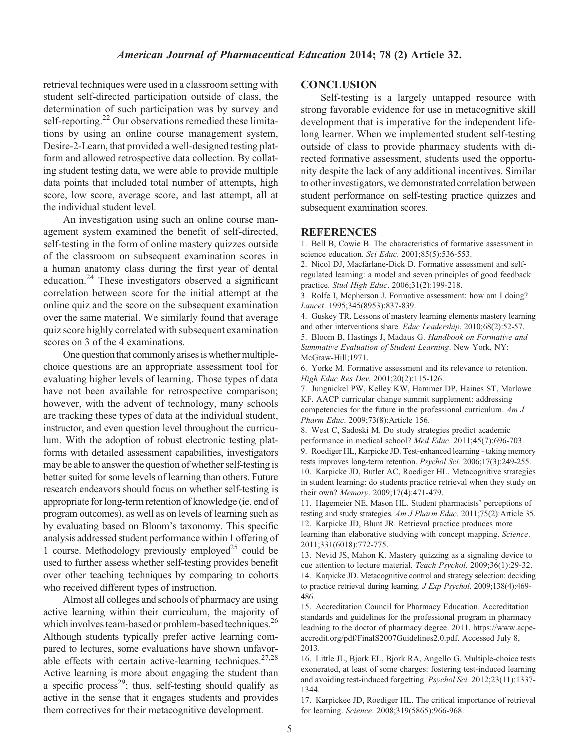retrieval techniques were used in a classroom setting with student self-directed participation outside of class, the determination of such participation was by survey and self-reporting.[22] Our observations remedied these limitations by using an online course management system, Desire-2-Learn, that provided a well-designed testing platform and allowed retrospective data collection. By collating student testing data, we were able to provide multiple data points that included total number of attempts, high score, low score, average score, and last attempt, all at the individual student level.

An investigation using such an online course management system examined the benefit of self-directed, self-testing in the form of online mastery quizzes outside of the classroom on subsequent examination scores in a human anatomy class during the first year of dental education.[24] These investigators observed a significant correlation between score for the initial attempt at the online quiz and the score on the subsequent examination over the same material. We similarly found that average quiz score highly correlated with subsequent examination scores on 3 of the 4 examinations.

One question that commonly arises is whether multiple-choice questions are an appropriate assessment tool for evaluating higher levels of learning. Those types of data have not been available for retrospective comparison; however, with the advent of technology, many schools are tracking these types of data at the individual student, instructor, and even question level throughout the curriculum. With the adoption of robust electronic testing platforms with detailed assessment capabilities, investigators may be able to answer the question of whether self-testing is better suited for some levels of learning than others. Future research endeavors should focus on whether self-testing is appropriate for long-term retention of knowledge (ie, end of program outcomes), as well as on levels of learning such as by evaluating based on Bloom's taxonomy. This specific analysis addressed student performance within 1 offering of 1 course. Methodology previously employed[25] could be used to further assess whether self-testing provides benefit over other teaching techniques by comparing to cohorts who received different types of instruction.

Almost all colleges and schools of pharmacy are using active learning within their curriculum, the majority of which involves team-based or problem-based techniques.[26] Although students typically prefer active learning compared to lectures, some evaluations have shown unfavorable effects with certain active-learning techniques.[27,28] Active learning is more about engaging the student than a specific process[29]; thus, self-testing should qualify as active in the sense that it engages students and provides them correctives for their metacognitive development.

## CONCLUSION

Self-testing is a largely untapped resource with strong favorable evidence for use in metacognitive skill development that is imperative for the independent lifelong learner. When we implemented student self-testing outside of class to provide pharmacy students with directed formative assessment, students used the opportunity despite the lack of any additional incentives. Similar to other investigators, we demonstrated correlation between student performance on self-testing practice quizzes and subsequent examination scores.

## REFERENCES

1. Bell B, Cowie B. The characteristics of formative assessment in science education. *Sci Educ*. 2001;85(5):536-553.
2. Nicol DJ, Macfarlane-Dick D. Formative assessment and self-regulated learning: a model and seven principles of good feedback practice. *Stud High Educ*. 2006;31(2):199-218.
3. Rolfe I, Mcpherson J. Formative assessment: how am I doing? *Lancet*. 1995;345(8953):837-839.
4. Guskey TR. Lessons of mastery learning elements mastery learning and other interventions share. *Educ Leadership*. 2010;68(2):52-57.
5. Bloom B, Hastings J, Madaus G. *Handbook on Formative and Summative Evaluation of Student Learning*. New York, NY: McGraw-Hill;1971.
6. Yorke M. Formative assessment and its relevance to retention. *High Educ Res Dev*. 2001;20(2):115-126.
7. Jungnickel PW, Kelley KW, Hammer DP, Haines ST, Marlowe KF. AACP curricular change summit supplement: addressing competencies for the future in the professional curriculum. *Am J Pharm Educ*. 2009;73(8):Article 156.
8. West C, Sadoski M. Do study strategies predict academic performance in medical school? *Med Educ*. 2011;45(7):696-703.
9. Roediger HL, Karpicke JD. Test-enhanced learning - taking memory tests improves long-term retention. *Psychol Sci*. 2006;17(3):249-255.
10. Karpicke JD, Butler AC, Roediger HL. Metacognitive strategies in student learning: do students practice retrieval when they study on their own? *Memory*. 2009;17(4):471-479.
11. Hagemeier NE, Mason HL. Student pharmacists' perceptions of testing and study strategies. *Am J Pharm Educ*. 2011;75(2):Article 35.
12. Karpicke JD, Blunt JR. Retrieval practice produces more learning than elaborative studying with concept mapping. *Science*. 2011;331(6018):772-775.
13. Nevid JS, Mahon K. Mastery quizzing as a signaling device to cue attention to lecture material. *Teach Psychol*. 2009;36(1):29-32.
14. Karpicke JD. Metacognitive control and strategy selection: deciding to practice retrieval during learning. *J Exp Psychol*. 2009;138(4):469-486.
15. Accreditation Council for Pharmacy Education. Accreditation standards and guidelines for the professional program in pharmacy leadning to the doctor of pharmacy degree. 2011. https://www.acpe-accredit.org/pdf/FinalS2007Guidelines2.0.pdf. Accessed July 8, 2013.
16. Little JL, Bjork EL, Bjork RA, Angello G. Multiple-choice tests exonerated, at least of some charges: fostering test-induced learning and avoiding test-induced forgetting. *Psychol Sci*. 2012;23(11):1337-1344.
17. Karpickee JD, Roediger HL. The critical importance of retrieval for learning. *Science*. 2008;319(5865):966-968.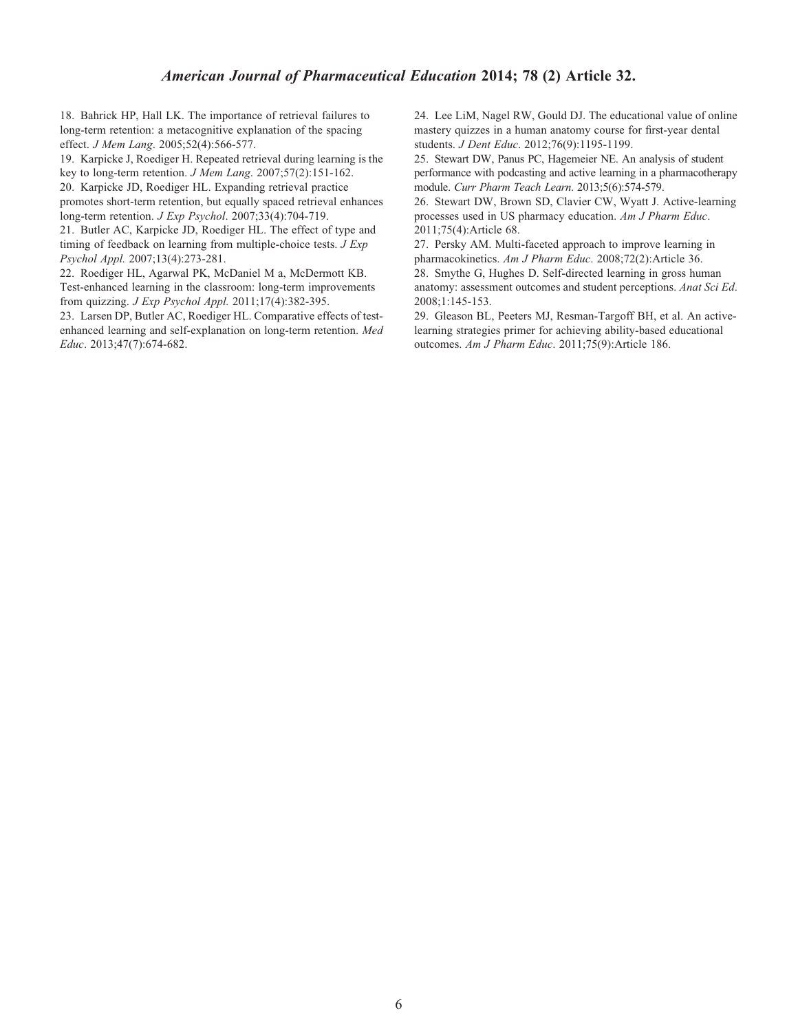18. Bahrick HP, Hall LK. The importance of retrieval failures to long-term retention: a metacognitive explanation of the spacing effect. *J Mem Lang*. 2005;52(4):566-577.

19. Karpicke J, Roediger H. Repeated retrieval during learning is the key to long-term retention. *J Mem Lang*. 2007;57(2):151-162.

20. Karpicke JD, Roediger HL. Expanding retrieval practice promotes short-term retention, but equally spaced retrieval enhances long-term retention. *J Exp Psychol*. 2007;33(4):704-719.

21. Butler AC, Karpicke JD, Roediger HL. The effect of type and timing of feedback on learning from multiple-choice tests. *J Exp Psychol Appl.* 2007;13(4):273-281.

22. Roediger HL, Agarwal PK, McDaniel M a, McDermott KB. Test-enhanced learning in the classroom: long-term improvements from quizzing. *J Exp Psychol Appl.* 2011;17(4):382-395.

23. Larsen DP, Butler AC, Roediger HL. Comparative effects of test-enhanced learning and self-explanation on long-term retention. *Med Educ*. 2013;47(7):674-682.

24. Lee LiM, Nagel RW, Gould DJ. The educational value of online mastery quizzes in a human anatomy course for first-year dental students. *J Dent Educ*. 2012;76(9):1195-1199.

25. Stewart DW, Panus PC, Hagemeier NE. An analysis of student performance with podcasting and active learning in a pharmacotherapy module. *Curr Pharm Teach Learn*. 2013;5(6):574-579.

26. Stewart DW, Brown SD, Clavier CW, Wyatt J. Active-learning processes used in US pharmacy education. *Am J Pharm Educ*. 2011;75(4):Article 68.

27. Persky AM. Multi-faceted approach to improve learning in pharmacokinetics. *Am J Pharm Educ*. 2008;72(2):Article 36.

28. Smythe G, Hughes D. Self-directed learning in gross human anatomy: assessment outcomes and student perceptions. *Anat Sci Ed*. 2008;1:145-153.

29. Gleason BL, Peeters MJ, Resman-Targoff BH, et al. An active-learning strategies primer for achieving ability-based educational outcomes. *Am J Pharm Educ*. 2011;75(9):Article 186.